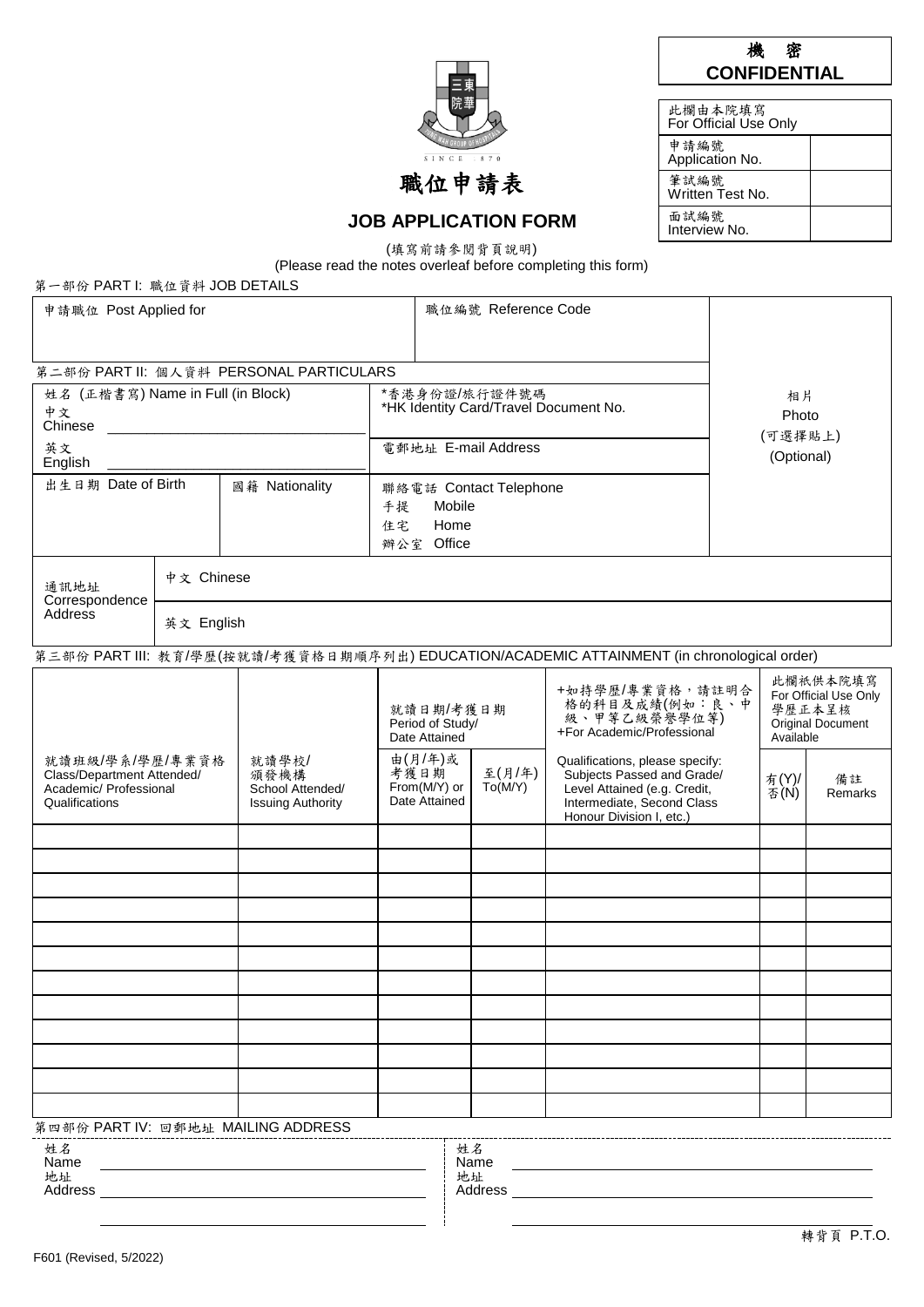**機 密**
**CONFIDENTIAL**

| 此欄由本院填寫 For Official Use Only | |
|---|---|
| 申請編號 Application No. | |
| 筆試編號 Written Test No. | |
| 面試編號 Interview No. | |

三院東華 SINCE 1870

# 職位申請表

# JOB APPLICATION FORM

(填寫前請參閱背頁說明)
(Please read the notes overleaf before completing this form)

第一部份 PART I: 職位資料 JOB DETAILS

| 申請職位 Post Applied for | 職位編號 Reference Code | 相片 Photo (可選擇貼上) (Optional) |
|---|---|---|

第二部份 PART II: 個人資料 PERSONAL PARTICULARS

| 姓名 (正楷書寫) Name in Full (in Block)<br>中文 Chinese ____________<br>英文 English ____________ | | *香港身份證/旅行證件號碼 *HK Identity Card/Travel Document No. |
|---|---|---|
| | | 電郵地址 E-mail Address |
| 出生日期 Date of Birth | 國籍 Nationality | 聯絡電話 Contact Telephone<br>手提 Mobile<br>住宅 Home<br>辦公室 Office |

| 通訊地址 Correspondence Address | 中文 Chinese |
|---|---|
| | 英文 English |

第三部份 PART III: 教育/學歷(按就讀/考獲資格日期順序列出) EDUCATION/ACADEMIC ATTAINMENT (in chronological order)

| 就讀班級/學系/學歷/專業資格 Class/Department Attended/ Academic/ Professional Qualifications | 就讀學校/頒發機構 School Attended/ Issuing Authority | 就讀日期/考獲日期 Period of Study/ Date Attained | | +如持學歷/專業資格，請註明合格的科目及成績(例如：良、中級、甲等乙級榮譽學位等) +For Academic/Professional Qualifications, please specify: Subjects Passed and Grade/ Level Attained (e.g. Credit, Intermediate, Second Class Honour Division I, etc.) | 此欄祇供本院填寫 For Official Use Only 學歷正本呈核 Original Document Available | |
|---|---|---|---|---|---|---|
| | | 由(月/年)或考獲日期 From(M/Y) or Date Attained | 至(月/年) To(M/Y) | | 有(Y)/否(N) | 備註 Remarks |
| | | | | | | |
| | | | | | | |
| | | | | | | |
| | | | | | | |
| | | | | | | |
| | | | | | | |
| | | | | | | |
| | | | | | | |
| | | | | | | |
| | | | | | | |
| | | | | | | |
| | | | | | | |

第四部份 PART IV: 回郵地址 MAILING ADDRESS

姓名 Name ____________________
地址 Address ____________________
____________________

姓名 Name ____________________
地址 Address ____________________
____________________

轉背頁 P.T.O.

F601 (Revised, 5/2022)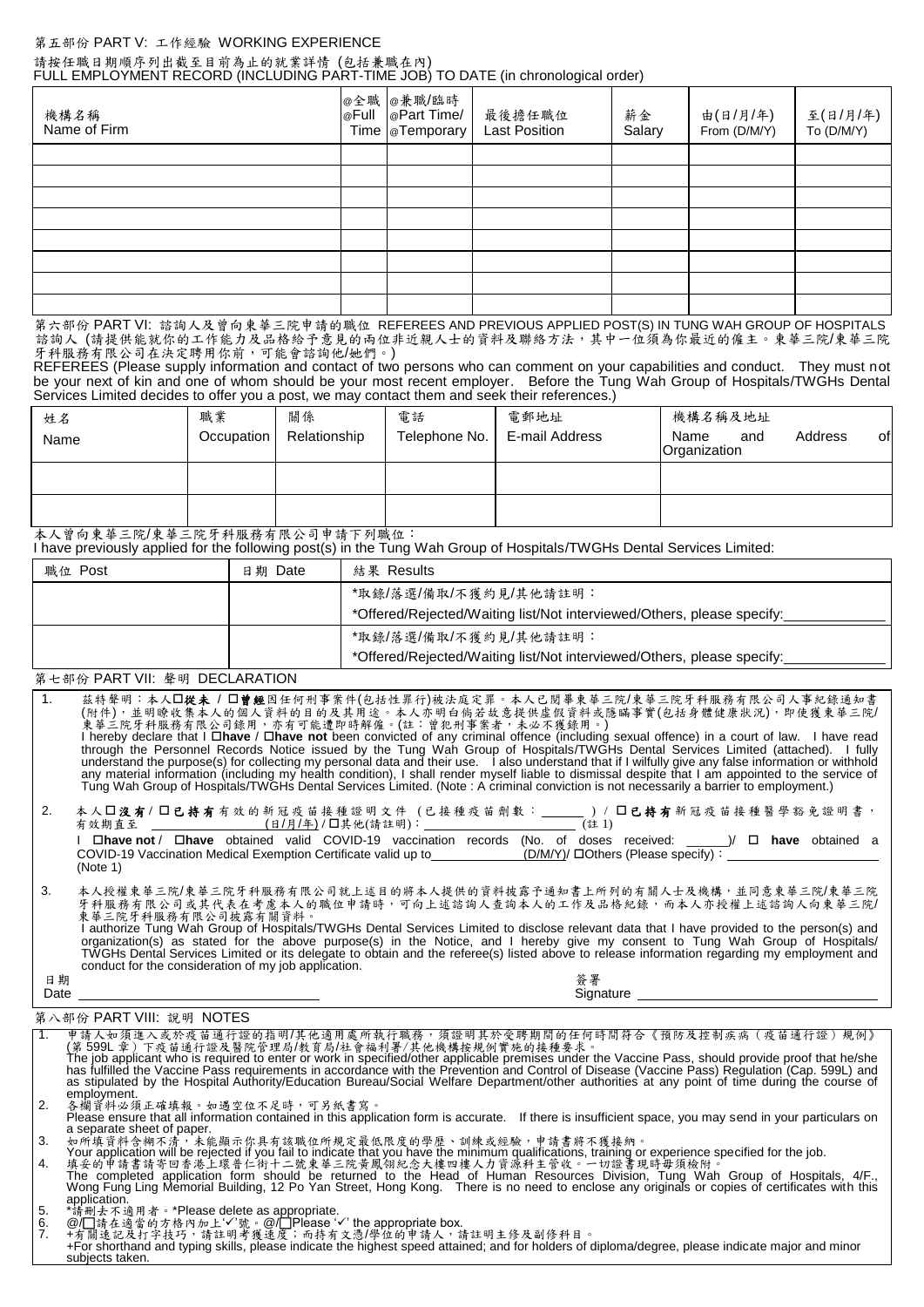第五部份 PART V: 工作經驗 WORKING EXPERIENCE

請按任職日期順序列出截至目前為止的就業詳情 (包括兼職在內)
FULL EMPLOYMENT RECORD (INCLUDING PART-TIME JOB) TO DATE (in chronological order)

| 機構名稱 Name of Firm | @全職 @Full Time | @兼職/臨時 @Part Time/ @Temporary | 最後擔任職位 Last Position | 薪金 Salary | 由(日/月/年) From (D/M/Y) | 至(日/月/年) To (D/M/Y) |
|---|---|---|---|---|---|---|
| | | | | | | |
| | | | | | | |
| | | | | | | |
| | | | | | | |
| | | | | | | |
| | | | | | | |
| | | | | | | |
| | | | | | | |

第六部份 PART VI: 諮詢人及曾向東華三院申請的職位 REFEREES AND PREVIOUS APPLIED POST(S) IN TUNG WAH GROUP OF HOSPITALS

諮詢人 (請提供能就你的工作能力及品格給予意見的兩位非近親人士的資料及聯絡方法，其中一位須為你最近的僱主。東華三院/東華三院牙科服務有限公司在決定聘用你前，可能會諮詢他/她們。)

REFEREES (Please supply information and contact of two persons who can comment on your capabilities and conduct. They must not be your next of kin and one of whom should be your most recent employer. Before the Tung Wah Group of Hospitals/TWGHs Dental Services Limited decides to offer you a post, we may contact them and seek their references.)

| 姓名 Name | 職業 Occupation | 關係 Relationship | 電話 Telephone No. | 電郵地址 E-mail Address | 機構名稱及地址 Name and Address of Organization |
|---|---|---|---|---|---|
| | | | | | |
| | | | | | |

本人曾向東華三院/東華三院牙科服務有限公司申請下列職位：
I have previously applied for the following post(s) in the Tung Wah Group of Hospitals/TWGHs Dental Services Limited:

| 職位 Post | 日期 Date | 結果 Results |
|---|---|---|
| | | *取錄/落選/備取/不獲約見/其他請註明：<br>*Offered/Rejected/Waiting list/Not interviewed/Others, please specify:____________ |
| | | *取錄/落選/備取/不獲約見/其他請註明：<br>*Offered/Rejected/Waiting list/Not interviewed/Others, please specify:____________ |

第七部份 PART VII: 聲明 DECLARATION

1. 茲特聲明：本人☐**從未** / ☐**曾經**因任何刑事案件(包括性罪行)被法庭定罪。本人已閱畢東華三院/東華三院牙科服務有限公司人事紀錄通知書(附件)，並明瞭收集本人的個人資料的目的及其用途。本人亦明白倘若故意提供虛假資料或隱瞞事實(包括身體健康狀況)，即使獲東華三院/東華三院牙科服務有限公司錄用，亦有可能遭即時解僱。(註：曾犯刑事案者，未必不獲錄用。)
   I hereby declare that I ☐**have** / ☐**have not** been convicted of any criminal offence (including sexual offence) in a court of law. I have read through the Personnel Records Notice issued by the Tung Wah Group of Hospitals/TWGHs Dental Services Limited (attached). I fully understand the purpose(s) for collecting my personal data and their use. I also understand that if I wilfully give any false information or withhold any material information (including my health condition), I shall render myself liable to dismissal despite that I am appointed to the service of Tung Wah Group of Hospitals/TWGHs Dental Services Limited. (Note : A criminal conviction is not necessarily a barrier to employment.)

2. 本人☐**沒有** / ☐**已持有**有效的新冠疫苗接種證明文件 (已接種疫苗劑數：______) / ☐**已持有**新冠疫苗接種醫學豁免證明書，有效期直至 ______________(日/月/年) / ☐其他(請註明)：______________ (註 1)
   I ☐**have not** / ☐**have** obtained valid COVID-19 vaccination records (No. of doses received: ______)/ ☐ **have** obtained a COVID-19 Vaccination Medical Exemption Certificate valid up to__________(D/M/Y)/ ☐Others (Please specify)：______________ (Note 1)

3. 本人授權東華三院/東華三院牙科服務有限公司就上述目的將本人提供的資料披露予通知書上所列的有關人士及機構，並同意東華三院/東華三院牙科服務有限公司或其代表在考慮本人的職位申請時，可向上述諮詢人查詢本人的工作及品格紀錄，而本人亦授權上述諮詢人向東華三院/東華三院牙科服務有限公司披露有關資料。
   I authorize Tung Wah Group of Hospitals/TWGHs Dental Services Limited to disclose relevant data that I have provided to the person(s) and organization(s) as stated for the above purpose(s) in the Notice, and I hereby give my consent to Tung Wah Group of Hospitals/ TWGHs Dental Services Limited or its delegate to obtain and the referee(s) listed above to release information regarding my employment and conduct for the consideration of my job application.

日期 Date ______________　　　　簽署 Signature ______________

第八部份 PART VIII: 說明 NOTES

1. 申請人如須進入或於疫苗通行證的指明/其他適用處所執行職務，須證明其於受聘期間的任何時間符合《預防及控制疾病 (疫苗通行證) 規例》(第 599L 章) 下疫苗通行證及醫院管理局/教育局/社會福利署/其他機構按規例實施的接種要求。
   The job applicant who is required to enter or work in specified/other applicable premises under the Vaccine Pass, should provide proof that he/she has fulfilled the Vaccine Pass requirements in accordance with the Prevention and Control of Disease (Vaccine Pass) Regulation (Cap. 599L) and as stipulated by the Hospital Authority/Education Bureau/Social Welfare Department/other authorities at any point of time during the course of employment.
2. 各欄資料必須正確填報。如遇空位不足時，可另紙書寫。
   Please ensure that all information contained in this application form is accurate. If there is insufficient space, you may send in your particulars on a separate sheet of paper.
3. 如所填資料含糊不清，未能顯示你具有該職位所規定最低限度的學歷、訓練或經驗，申請書將不獲接納。
   Your application will be rejected if you fail to indicate that you have the minimum qualifications, training or experience specified for the job.
4. 填妥的申請書請寄回香港上環普仁街十二號東華三院黃鳳翎紀念大樓四樓人力資源科主管收。一切證書現時毋須檢附。
   The completed application form should be returned to the Head of Human Resources Division, Tung Wah Group of Hospitals, 4/F., Wong Fung Ling Memorial Building, 12 Po Yan Street, Hong Kong. There is no need to enclose any originals or copies of certificates with this application.
5. *請刪去不適用者。*Please delete as appropriate.
6. @/☐請在適當的方格內加上'✓'號。@/☐Please '✓' the appropriate box.
7. +有關速記及打字技巧，請註明考獲速度；而持有文憑/學位的申請人，請註明主修及副修科目。
   +For shorthand and typing skills, please indicate the highest speed attained; and for holders of diploma/degree, please indicate major and minor subjects taken.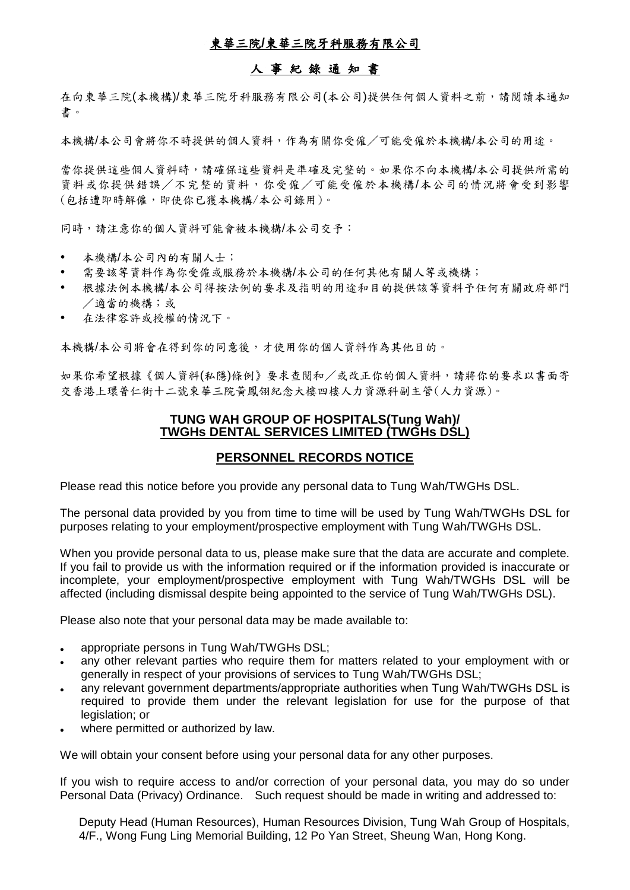## 東華三院/東華三院牙科服務有限公司

## 人 事 紀 錄 通 知 書

在向東華三院(本機構)/東華三院牙科服務有限公司(本公司)提供任何個人資料之前，請閱讀本通知書。

本機構/本公司會將你不時提供的個人資料，作為有關你受僱／可能受僱於本機構/本公司的用途。

當你提供這些個人資料時，請確保這些資料是準確及完整的。如果你不向本機構/本公司提供所需的資料或你提供錯誤／不完整的資料，你受僱／可能受僱於本機構/本公司的情況將會受到影響(包括遭即時解僱，即使你已獲本機構/本公司錄用)。

同時，請注意你的個人資料可能會被本機構/本公司交予：

- 本機構/本公司內的有關人士；
- 需要該等資料作為你受僱或服務於本機構/本公司的任何其他有關人等或機構；
- 根據法例本機構/本公司得按法例的要求及指明的用途和目的提供該等資料予任何有關政府部門／適當的機構；或
- 在法律容許或授權的情況下。

本機構/本公司將會在得到你的同意後，才使用你的個人資料作為其他目的。

如果你希望根據《個人資料(私隱)條例》要求查閱和／或改正你的個人資料，請將你的要求以書面寄交香港上環普仁街十二號東華三院黃鳳翎紀念大樓四樓人力資源科副主管(人力資源)。

## TUNG WAH GROUP OF HOSPITALS(Tung Wah)/ TWGHs DENTAL SERVICES LIMITED (TWGHs DSL)

## PERSONNEL RECORDS NOTICE

Please read this notice before you provide any personal data to Tung Wah/TWGHs DSL.

The personal data provided by you from time to time will be used by Tung Wah/TWGHs DSL for purposes relating to your employment/prospective employment with Tung Wah/TWGHs DSL.

When you provide personal data to us, please make sure that the data are accurate and complete. If you fail to provide us with the information required or if the information provided is inaccurate or incomplete, your employment/prospective employment with Tung Wah/TWGHs DSL will be affected (including dismissal despite being appointed to the service of Tung Wah/TWGHs DSL).

Please also note that your personal data may be made available to:

- appropriate persons in Tung Wah/TWGHs DSL;
- any other relevant parties who require them for matters related to your employment with or generally in respect of your provisions of services to Tung Wah/TWGHs DSL;
- any relevant government departments/appropriate authorities when Tung Wah/TWGHs DSL is required to provide them under the relevant legislation for use for the purpose of that legislation; or
- where permitted or authorized by law.

We will obtain your consent before using your personal data for any other purposes.

If you wish to require access to and/or correction of your personal data, you may do so under Personal Data (Privacy) Ordinance. Such request should be made in writing and addressed to:

Deputy Head (Human Resources), Human Resources Division, Tung Wah Group of Hospitals, 4/F., Wong Fung Ling Memorial Building, 12 Po Yan Street, Sheung Wan, Hong Kong.